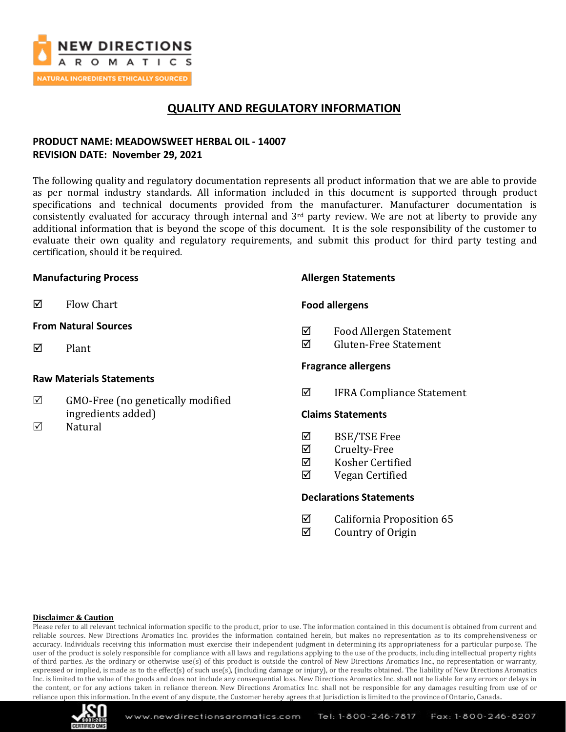# QUALITY AND REGULATORY INFORMATION

**PRODUCT NAME: MEADOWSWEET HERBAL OIL - 14007**
**REVISION DATE: November 29, 2021**

The following quality and regulatory documentation represents all product information that we are able to provide as per normal industry standards. All information included in this document is supported through product specifications and technical documents provided from the manufacturer. Manufacturer documentation is consistently evaluated for accuracy through internal and 3rd party review. We are not at liberty to provide any additional information that is beyond the scope of this document. It is the sole responsibility of the customer to evaluate their own quality and regulatory requirements, and submit this product for third party testing and certification, should it be required.

### Manufacturing Process

- ☑ Flow Chart

### From Natural Sources

- ☑ Plant

### Raw Materials Statements

- ☑ GMO-Free (no genetically modified ingredients added)
- ☑ Natural

### Allergen Statements

#### Food allergens

- ☑ Food Allergen Statement
- ☑ Gluten-Free Statement

#### Fragrance allergens

- ☑ IFRA Compliance Statement

### Claims Statements

- ☑ BSE/TSE Free
- ☑ Cruelty-Free
- ☑ Kosher Certified
- ☑ Vegan Certified

### Declarations Statements

- ☑ California Proposition 65
- ☑ Country of Origin

**Disclaimer & Caution**

Please refer to all relevant technical information specific to the product, prior to use. The information contained in this document is obtained from current and reliable sources. New Directions Aromatics Inc. provides the information contained herein, but makes no representation as to its comprehensiveness or accuracy. Individuals receiving this information must exercise their independent judgment in determining its appropriateness for a particular purpose. The user of the product is solely responsible for compliance with all laws and regulations applying to the use of the products, including intellectual property rights of third parties. As the ordinary or otherwise use(s) of this product is outside the control of New Directions Aromatics Inc., no representation or warranty, expressed or implied, is made as to the effect(s) of such use(s), (including damage or injury), or the results obtained. The liability of New Directions Aromatics Inc. is limited to the value of the goods and does not include any consequential loss. New Directions Aromatics Inc. shall not be liable for any errors or delays in the content, or for any actions taken in reliance thereon. New Directions Aromatics Inc. shall not be responsible for any damages resulting from use of or reliance upon this information. In the event of any dispute, the Customer hereby agrees that Jurisdiction is limited to the province of Ontario, Canada.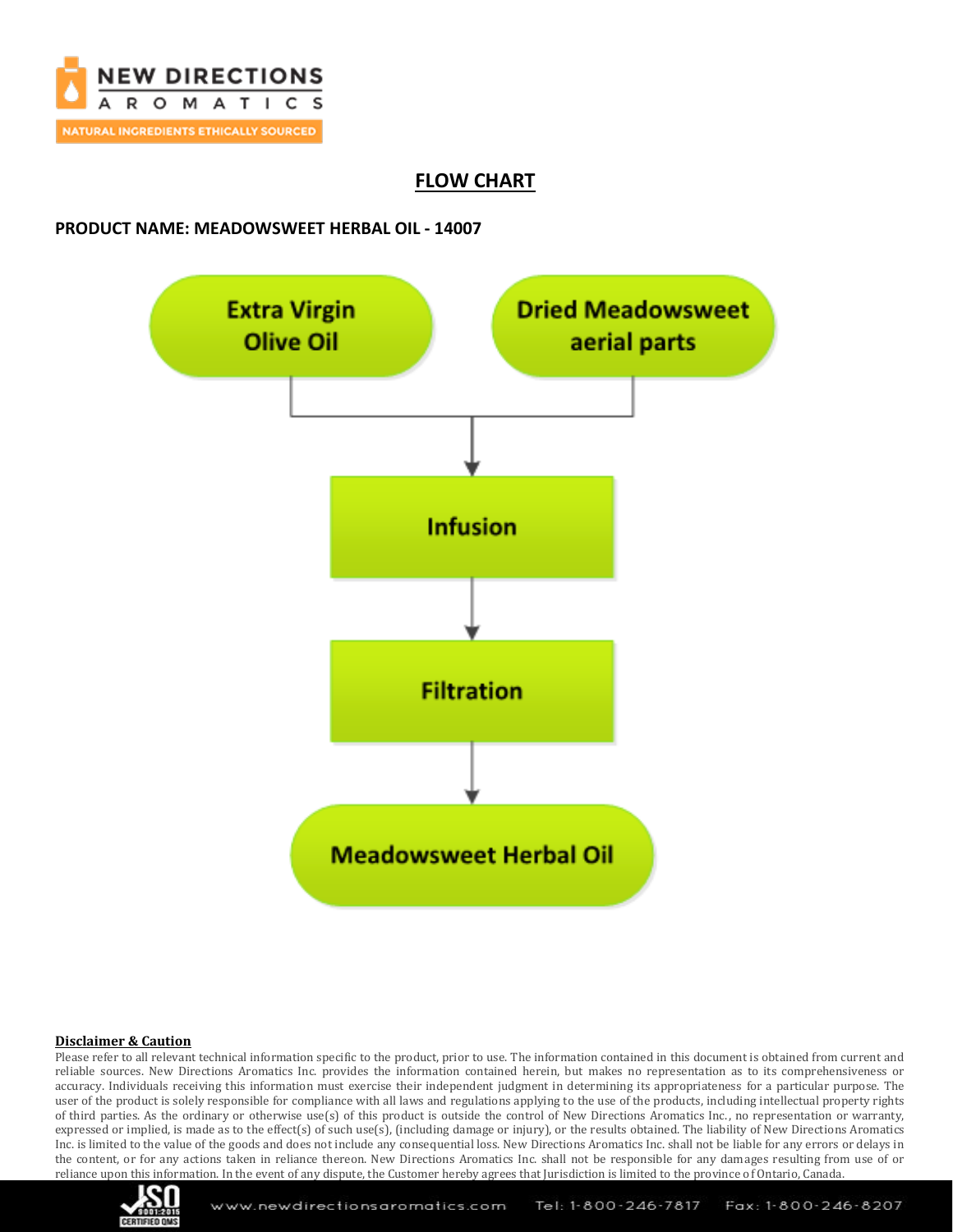## FLOW CHART

**PRODUCT NAME: MEADOWSWEET HERBAL OIL - 14007**

Extra Virgin Olive Oil

Dried Meadowsweet aerial parts

Infusion

Filtration

Meadowsweet Herbal Oil

**Disclaimer & Caution**

Please refer to all relevant technical information specific to the product, prior to use. The information contained in this document is obtained from current and reliable sources. New Directions Aromatics Inc. provides the information contained herein, but makes no representation as to its comprehensiveness or accuracy. Individuals receiving this information must exercise their independent judgment in determining its appropriateness for a particular purpose. The user of the product is solely responsible for compliance with all laws and regulations applying to the use of the products, including intellectual property rights of third parties. As the ordinary or otherwise use(s) of this product is outside the control of New Directions Aromatics Inc., no representation or warranty, expressed or implied, is made as to the effect(s) of such use(s), (including damage or injury), or the results obtained. The liability of New Directions Aromatics Inc. is limited to the value of the goods and does not include any consequential loss. New Directions Aromatics Inc. shall not be liable for any errors or delays in the content, or for any actions taken in reliance thereon. New Directions Aromatics Inc. shall not be responsible for any damages resulting from use of or reliance upon this information. In the event of any dispute, the Customer hereby agrees that Jurisdiction is limited to the province of Ontario, Canada.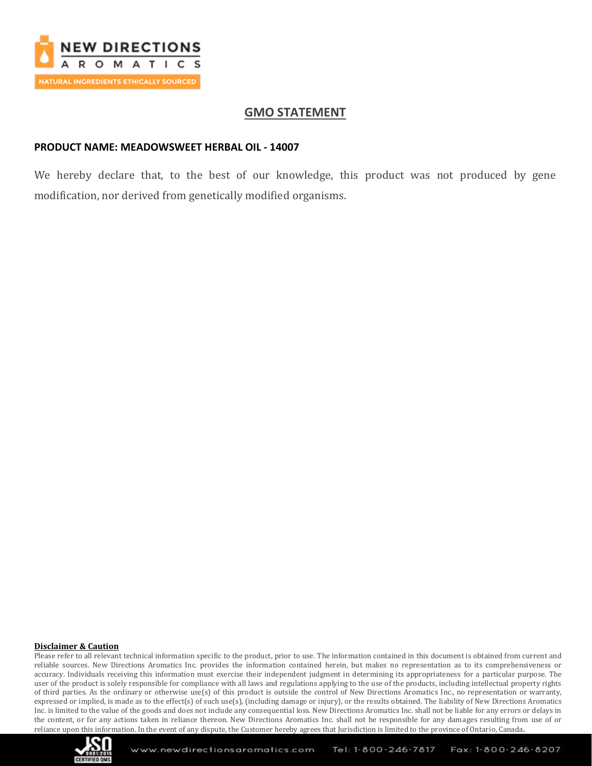## GMO STATEMENT

**PRODUCT NAME: MEADOWSWEET HERBAL OIL - 14007**

We hereby declare that, to the best of our knowledge, this product was not produced by gene modification, nor derived from genetically modified organisms.

**Disclaimer & Caution**

Please refer to all relevant technical information specific to the product, prior to use. The information contained in this document is obtained from current and reliable sources. New Directions Aromatics Inc. provides the information contained herein, but makes no representation as to its comprehensiveness or accuracy. Individuals receiving this information must exercise their independent judgment in determining its appropriateness for a particular purpose. The user of the product is solely responsible for compliance with all laws and regulations applying to the use of the products, including intellectual property rights of third parties. As the ordinary or otherwise use(s) of this product is outside the control of New Directions Aromatics Inc., no representation or warranty, expressed or implied, is made as to the effect(s) of such use(s), (including damage or injury), or the results obtained. The liability of New Directions Aromatics Inc. is limited to the value of the goods and does not include any consequential loss. New Directions Aromatics Inc. shall not be liable for any errors or delays in the content, or for any actions taken in reliance thereon. New Directions Aromatics Inc. shall not be responsible for any damages resulting from use of or reliance upon this information. In the event of any dispute, the Customer hereby agrees that Jurisdiction is limited to the province of Ontario, Canada.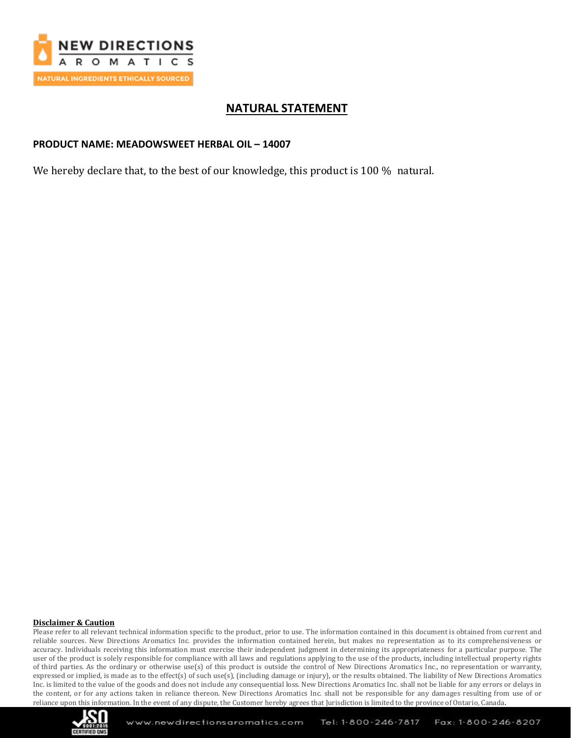# NATURAL STATEMENT

**PRODUCT NAME: MEADOWSWEET HERBAL OIL – 14007**

We hereby declare that, to the best of our knowledge, this product is 100 % natural.

**Disclaimer & Caution**

Please refer to all relevant technical information specific to the product, prior to use. The information contained in this document is obtained from current and reliable sources. New Directions Aromatics Inc. provides the information contained herein, but makes no representation as to its comprehensiveness or accuracy. Individuals receiving this information must exercise their independent judgment in determining its appropriateness for a particular purpose. The user of the product is solely responsible for compliance with all laws and regulations applying to the use of the products, including intellectual property rights of third parties. As the ordinary or otherwise use(s) of this product is outside the control of New Directions Aromatics Inc., no representation or warranty, expressed or implied, is made as to the effect(s) of such use(s), (including damage or injury), or the results obtained. The liability of New Directions Aromatics Inc. is limited to the value of the goods and does not include any consequential loss. New Directions Aromatics Inc. shall not be liable for any errors or delays in the content, or for any actions taken in reliance thereon. New Directions Aromatics Inc. shall not be responsible for any damages resulting from use of or reliance upon this information. In the event of any dispute, the Customer hereby agrees that Jurisdiction is limited to the province of Ontario, Canada.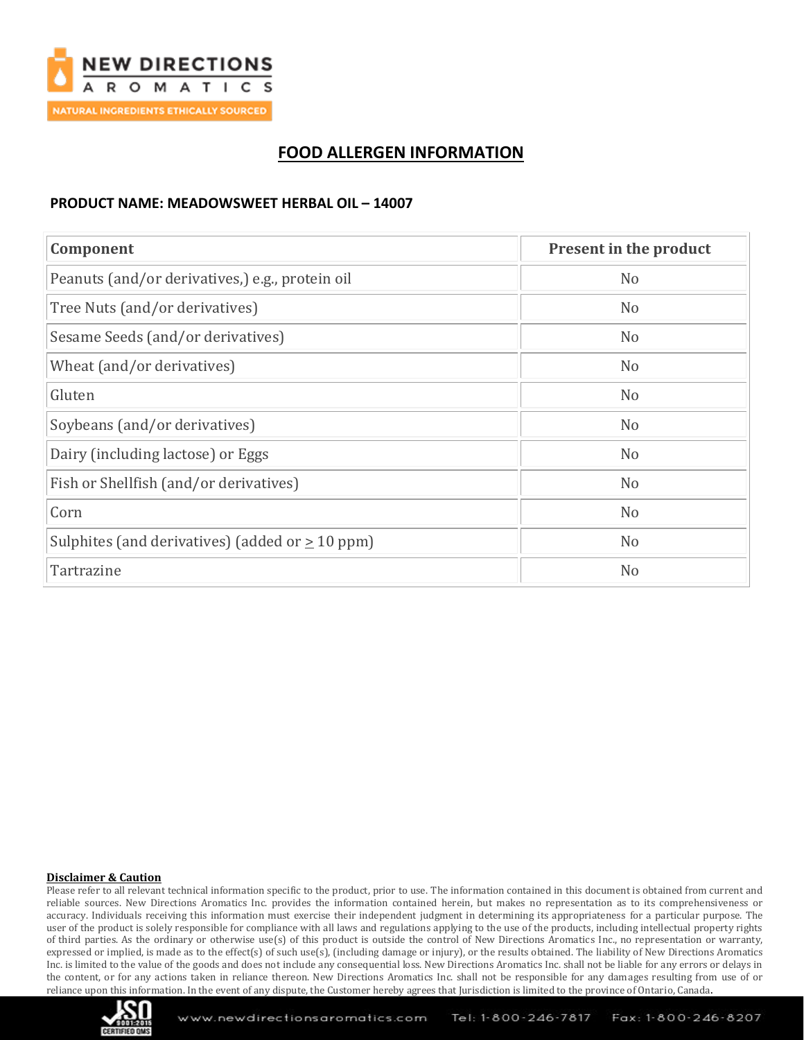# FOOD ALLERGEN INFORMATION

**PRODUCT NAME: MEADOWSWEET HERBAL OIL – 14007**

| Component | Present in the product |
|---|---|
| Peanuts (and/or derivatives,) e.g., protein oil | No |
| Tree Nuts (and/or derivatives) | No |
| Sesame Seeds (and/or derivatives) | No |
| Wheat (and/or derivatives) | No |
| Gluten | No |
| Soybeans (and/or derivatives) | No |
| Dairy (including lactose) or Eggs | No |
| Fish or Shellfish (and/or derivatives) | No |
| Corn | No |
| Sulphites (and derivatives) (added or $\geq$ 10 ppm) | No |
| Tartrazine | No |

**Disclaimer & Caution**

Please refer to all relevant technical information specific to the product, prior to use. The information contained in this document is obtained from current and reliable sources. New Directions Aromatics Inc. provides the information contained herein, but makes no representation as to its comprehensiveness or accuracy. Individuals receiving this information must exercise their independent judgment in determining its appropriateness for a particular purpose. The user of the product is solely responsible for compliance with all laws and regulations applying to the use of the products, including intellectual property rights of third parties. As the ordinary or otherwise use(s) of this product is outside the control of New Directions Aromatics Inc., no representation or warranty, expressed or implied, is made as to the effect(s) of such use(s), (including damage or injury), or the results obtained. The liability of New Directions Aromatics Inc. is limited to the value of the goods and does not include any consequential loss. New Directions Aromatics Inc. shall not be liable for any errors or delays in the content, or for any actions taken in reliance thereon. New Directions Aromatics Inc. shall not be responsible for any damages resulting from use of or reliance upon this information. In the event of any dispute, the Customer hereby agrees that Jurisdiction is limited to the province of Ontario, Canada.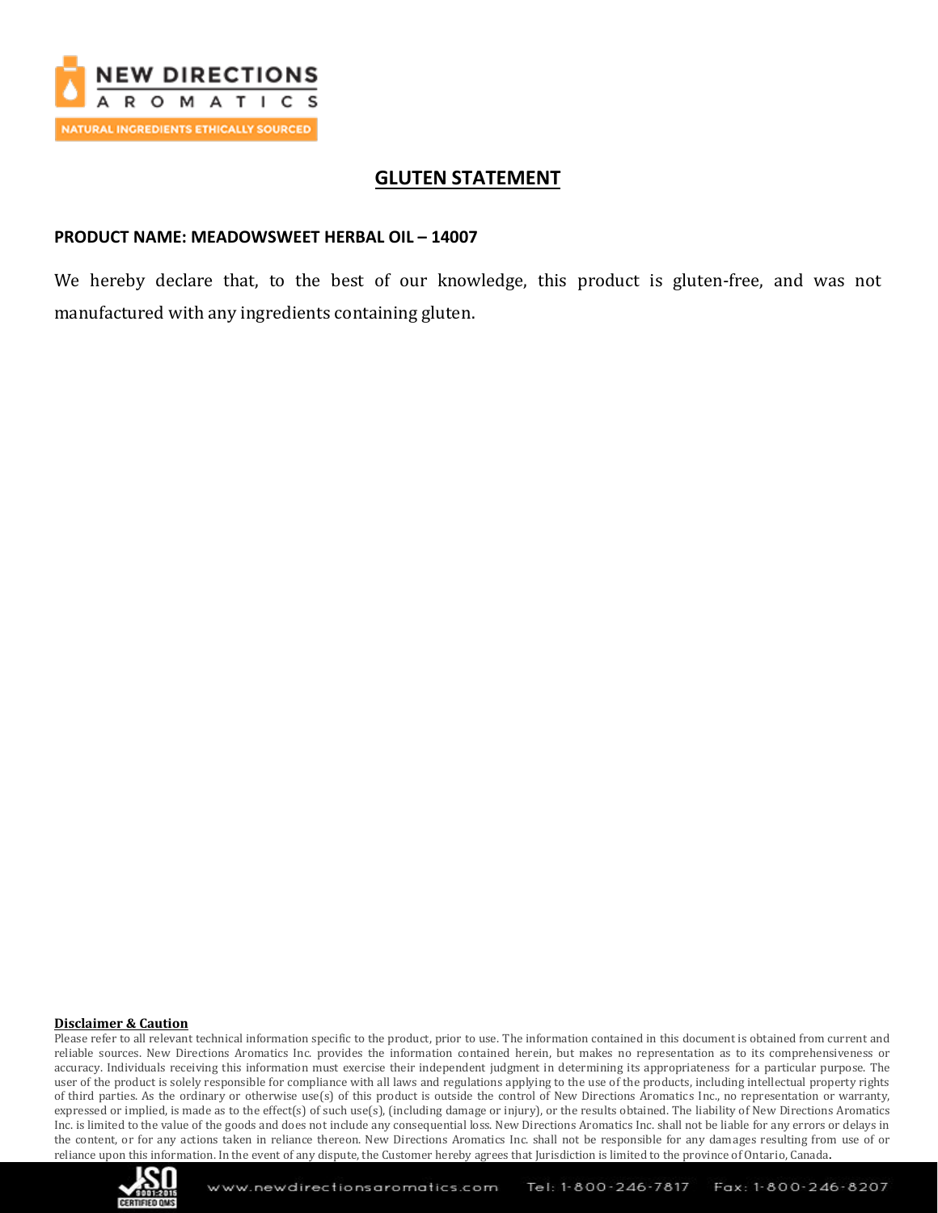NEW DIRECTIONS AROMATICS

NATURAL INGREDIENTS ETHICALLY SOURCED

## GLUTEN STATEMENT

**PRODUCT NAME: MEADOWSWEET HERBAL OIL – 14007**

We hereby declare that, to the best of our knowledge, this product is gluten-free, and was not manufactured with any ingredients containing gluten.

**Disclaimer & Caution**

Please refer to all relevant technical information specific to the product, prior to use. The information contained in this document is obtained from current and reliable sources. New Directions Aromatics Inc. provides the information contained herein, but makes no representation as to its comprehensiveness or accuracy. Individuals receiving this information must exercise their independent judgment in determining its appropriateness for a particular purpose. The user of the product is solely responsible for compliance with all laws and regulations applying to the use of the products, including intellectual property rights of third parties. As the ordinary or otherwise use(s) of this product is outside the control of New Directions Aromatics Inc., no representation or warranty, expressed or implied, is made as to the effect(s) of such use(s), (including damage or injury), or the results obtained. The liability of New Directions Aromatics Inc. is limited to the value of the goods and does not include any consequential loss. New Directions Aromatics Inc. shall not be liable for any errors or delays in the content, or for any actions taken in reliance thereon. New Directions Aromatics Inc. shall not be responsible for any damages resulting from use of or reliance upon this information. In the event of any dispute, the Customer hereby agrees that Jurisdiction is limited to the province of Ontario, Canada.

www.newdirectionsaromatics.com Tel: 1-800-246-7817 Fax: 1-800-246-8207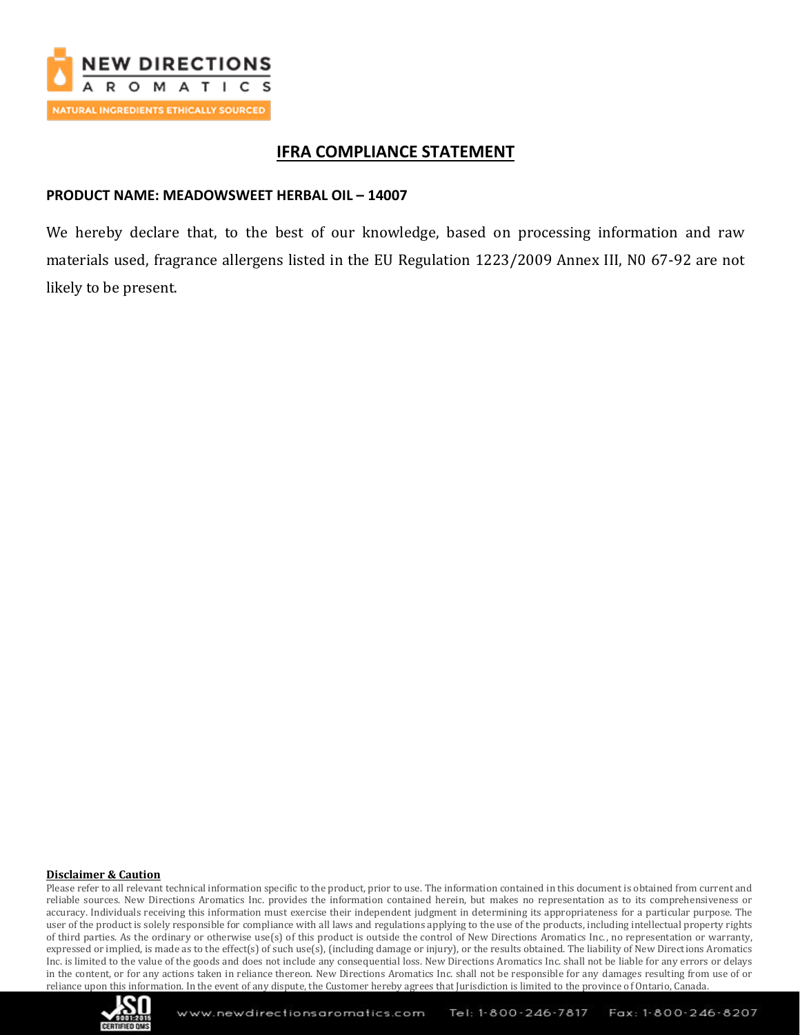# IFRA COMPLIANCE STATEMENT

**PRODUCT NAME: MEADOWSWEET HERBAL OIL – 14007**

We hereby declare that, to the best of our knowledge, based on processing information and raw materials used, fragrance allergens listed in the EU Regulation 1223/2009 Annex III, N0 67-92 are not likely to be present.

**Disclaimer & Caution**

Please refer to all relevant technical information specific to the product, prior to use. The information contained in this document is obtained from current and reliable sources. New Directions Aromatics Inc. provides the information contained herein, but makes no representation as to its comprehensiveness or accuracy. Individuals receiving this information must exercise their independent judgment in determining its appropriateness for a particular purpose. The user of the product is solely responsible for compliance with all laws and regulations applying to the use of the products, including intellectual property rights of third parties. As the ordinary or otherwise use(s) of this product is outside the control of New Directions Aromatics Inc., no representation or warranty, expressed or implied, is made as to the effect(s) of such use(s), (including damage or injury), or the results obtained. The liability of New Directions Aromatics Inc. is limited to the value of the goods and does not include any consequential loss. New Directions Aromatics Inc. shall not be liable for any errors or delays in the content, or for any actions taken in reliance thereon. New Directions Aromatics Inc. shall not be responsible for any damages resulting from use of or reliance upon this information. In the event of any dispute, the Customer hereby agrees that Jurisdiction is limited to the province of Ontario, Canada.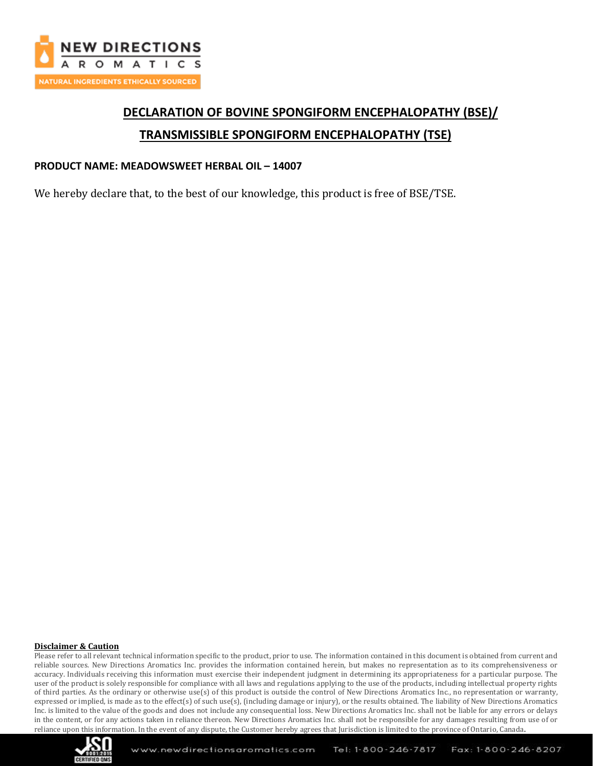# DECLARATION OF BOVINE SPONGIFORM ENCEPHALOPATHY (BSE)/ TRANSMISSIBLE SPONGIFORM ENCEPHALOPATHY (TSE)

**PRODUCT NAME: MEADOWSWEET HERBAL OIL – 14007**

We hereby declare that, to the best of our knowledge, this product is free of BSE/TSE.

**Disclaimer & Caution**

Please refer to all relevant technical information specific to the product, prior to use. The information contained in this document is obtained from current and reliable sources. New Directions Aromatics Inc. provides the information contained herein, but makes no representation as to its comprehensiveness or accuracy. Individuals receiving this information must exercise their independent judgment in determining its appropriateness for a particular purpose. The user of the product is solely responsible for compliance with all laws and regulations applying to the use of the products, including intellectual property rights of third parties. As the ordinary or otherwise use(s) of this product is outside the control of New Directions Aromatics Inc., no representation or warranty, expressed or implied, is made as to the effect(s) of such use(s), (including damage or injury), or the results obtained. The liability of New Directions Aromatics Inc. is limited to the value of the goods and does not include any consequential loss. New Directions Aromatics Inc. shall not be liable for any errors or delays in the content, or for any actions taken in reliance thereon. New Directions Aromatics Inc. shall not be responsible for any damages resulting from use of or reliance upon this information. In the event of any dispute, the Customer hereby agrees that Jurisdiction is limited to the province of Ontario, Canada.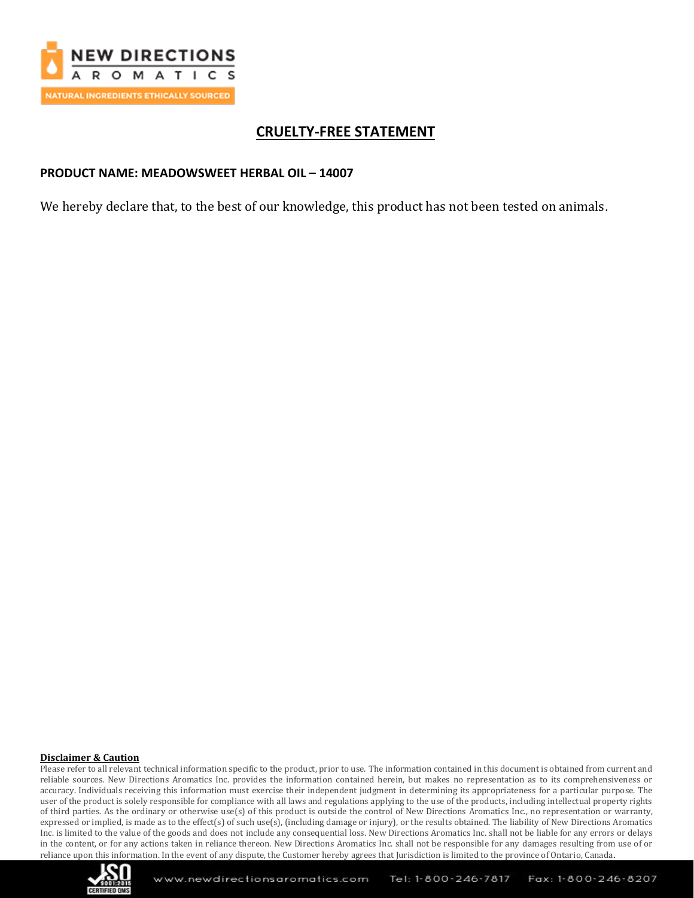# CRUELTY-FREE STATEMENT

**PRODUCT NAME: MEADOWSWEET HERBAL OIL – 14007**

We hereby declare that, to the best of our knowledge, this product has not been tested on animals.

**Disclaimer & Caution**

Please refer to all relevant technical information specific to the product, prior to use. The information contained in this document is obtained from current and reliable sources. New Directions Aromatics Inc. provides the information contained herein, but makes no representation as to its comprehensiveness or accuracy. Individuals receiving this information must exercise their independent judgment in determining its appropriateness for a particular purpose. The user of the product is solely responsible for compliance with all laws and regulations applying to the use of the products, including intellectual property rights of third parties. As the ordinary or otherwise use(s) of this product is outside the control of New Directions Aromatics Inc., no representation or warranty, expressed or implied, is made as to the effect(s) of such use(s), (including damage or injury), or the results obtained. The liability of New Directions Aromatics Inc. is limited to the value of the goods and does not include any consequential loss. New Directions Aromatics Inc. shall not be liable for any errors or delays in the content, or for any actions taken in reliance thereon. New Directions Aromatics Inc. shall not be responsible for any damages resulting from use of or reliance upon this information. In the event of any dispute, the Customer hereby agrees that Jurisdiction is limited to the province of Ontario, Canada.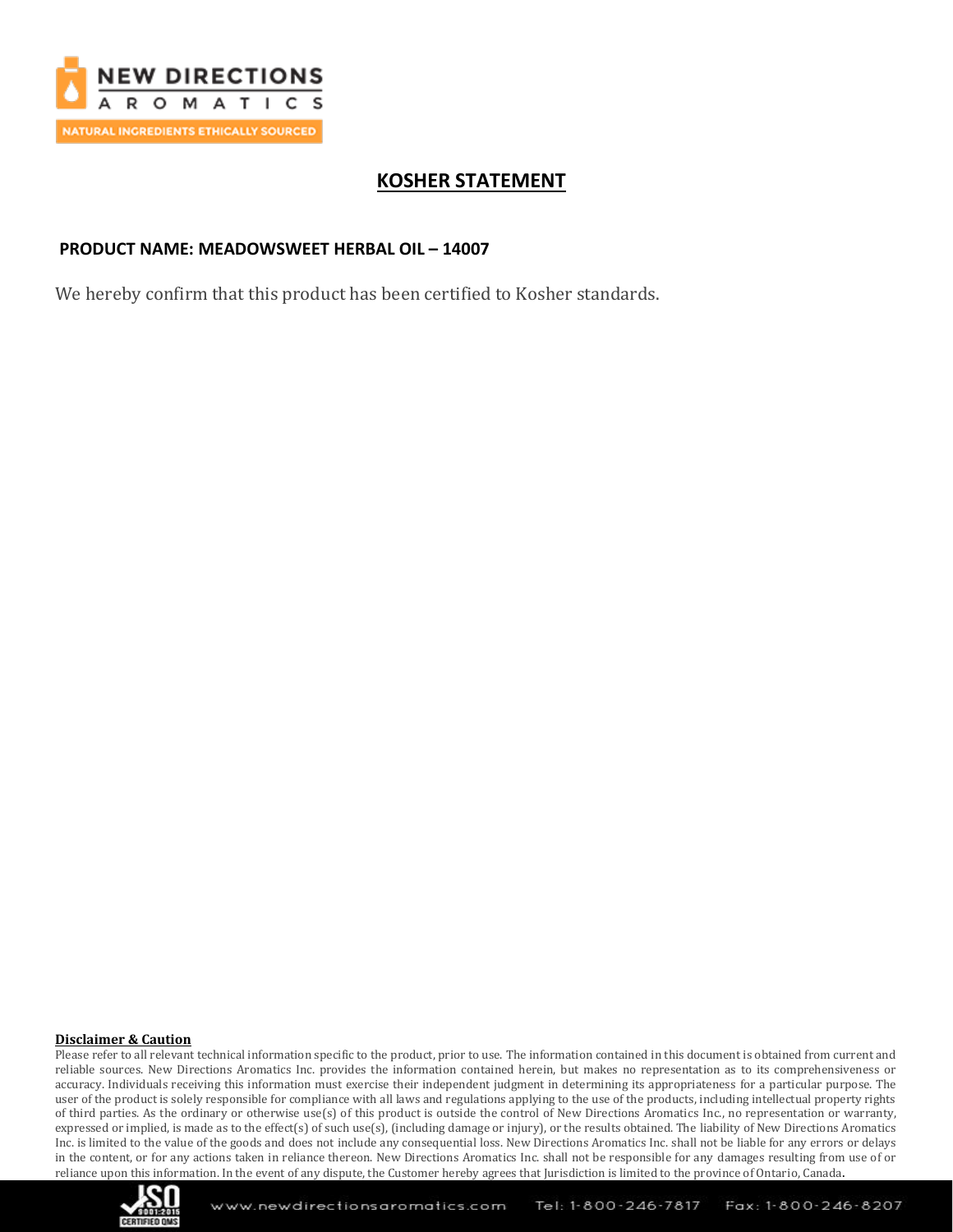# KOSHER STATEMENT

**PRODUCT NAME: MEADOWSWEET HERBAL OIL – 14007**

We hereby confirm that this product has been certified to Kosher standards.

**Disclaimer & Caution**

Please refer to all relevant technical information specific to the product, prior to use. The information contained in this document is obtained from current and reliable sources. New Directions Aromatics Inc. provides the information contained herein, but makes no representation as to its comprehensiveness or accuracy. Individuals receiving this information must exercise their independent judgment in determining its appropriateness for a particular purpose. The user of the product is solely responsible for compliance with all laws and regulations applying to the use of the products, including intellectual property rights of third parties. As the ordinary or otherwise use(s) of this product is outside the control of New Directions Aromatics Inc., no representation or warranty, expressed or implied, is made as to the effect(s) of such use(s), (including damage or injury), or the results obtained. The liability of New Directions Aromatics Inc. is limited to the value of the goods and does not include any consequential loss. New Directions Aromatics Inc. shall not be liable for any errors or delays in the content, or for any actions taken in reliance thereon. New Directions Aromatics Inc. shall not be responsible for any damages resulting from use of or reliance upon this information. In the event of any dispute, the Customer hereby agrees that Jurisdiction is limited to the province of Ontario, Canada.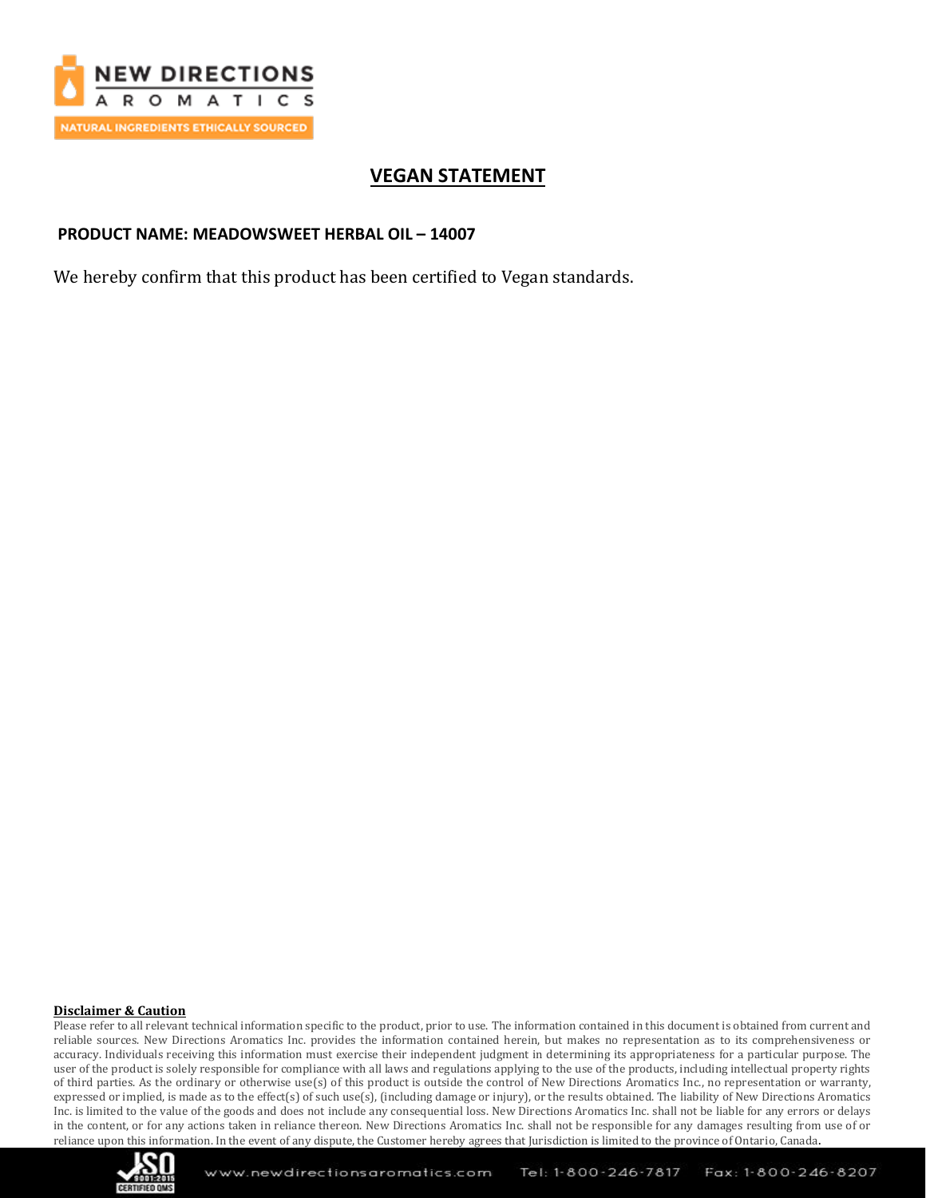NEW DIRECTIONS AROMATICS

NATURAL INGREDIENTS ETHICALLY SOURCED

# VEGAN STATEMENT

**PRODUCT NAME: MEADOWSWEET HERBAL OIL – 14007**

We hereby confirm that this product has been certified to Vegan standards.

**Disclaimer & Caution**

Please refer to all relevant technical information specific to the product, prior to use. The information contained in this document is obtained from current and reliable sources. New Directions Aromatics Inc. provides the information contained herein, but makes no representation as to its comprehensiveness or accuracy. Individuals receiving this information must exercise their independent judgment in determining its appropriateness for a particular purpose. The user of the product is solely responsible for compliance with all laws and regulations applying to the use of the products, including intellectual property rights of third parties. As the ordinary or otherwise use(s) of this product is outside the control of New Directions Aromatics Inc., no representation or warranty, expressed or implied, is made as to the effect(s) of such use(s), (including damage or injury), or the results obtained. The liability of New Directions Aromatics Inc. is limited to the value of the goods and does not include any consequential loss. New Directions Aromatics Inc. shall not be liable for any errors or delays in the content, or for any actions taken in reliance thereon. New Directions Aromatics Inc. shall not be responsible for any damages resulting from use of or reliance upon this information. In the event of any dispute, the Customer hereby agrees that Jurisdiction is limited to the province of Ontario, Canada.

www.newdirectionsaromatics.com Tel: 1-800-246-7817 Fax: 1-800-246-8207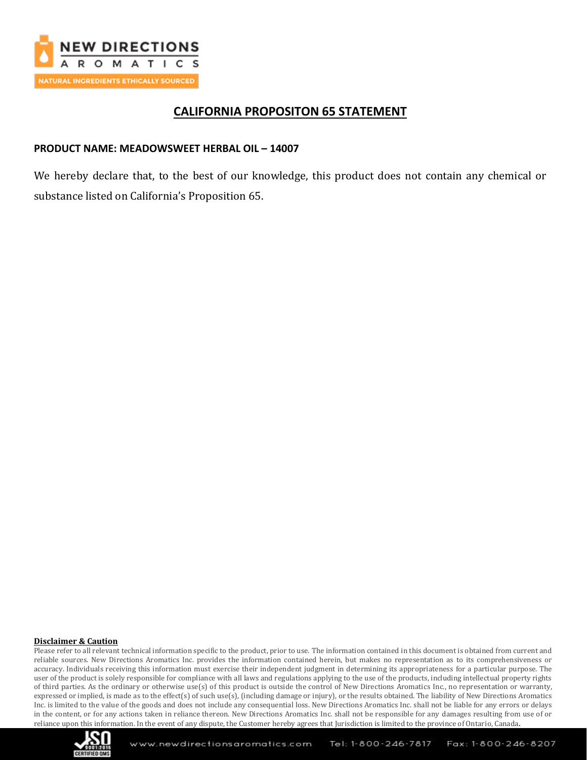## CALIFORNIA PROPOSITON 65 STATEMENT

**PRODUCT NAME: MEADOWSWEET HERBAL OIL – 14007**

We hereby declare that, to the best of our knowledge, this product does not contain any chemical or substance listed on California's Proposition 65.

**Disclaimer & Caution**

Please refer to all relevant technical information specific to the product, prior to use. The information contained in this document is obtained from current and reliable sources. New Directions Aromatics Inc. provides the information contained herein, but makes no representation as to its comprehensiveness or accuracy. Individuals receiving this information must exercise their independent judgment in determining its appropriateness for a particular purpose. The user of the product is solely responsible for compliance with all laws and regulations applying to the use of the products, including intellectual property rights of third parties. As the ordinary or otherwise use(s) of this product is outside the control of New Directions Aromatics Inc., no representation or warranty, expressed or implied, is made as to the effect(s) of such use(s), (including damage or injury), or the results obtained. The liability of New Directions Aromatics Inc. is limited to the value of the goods and does not include any consequential loss. New Directions Aromatics Inc. shall not be liable for any errors or delays in the content, or for any actions taken in reliance thereon. New Directions Aromatics Inc. shall not be responsible for any damages resulting from use of or reliance upon this information. In the event of any dispute, the Customer hereby agrees that Jurisdiction is limited to the province of Ontario, Canada.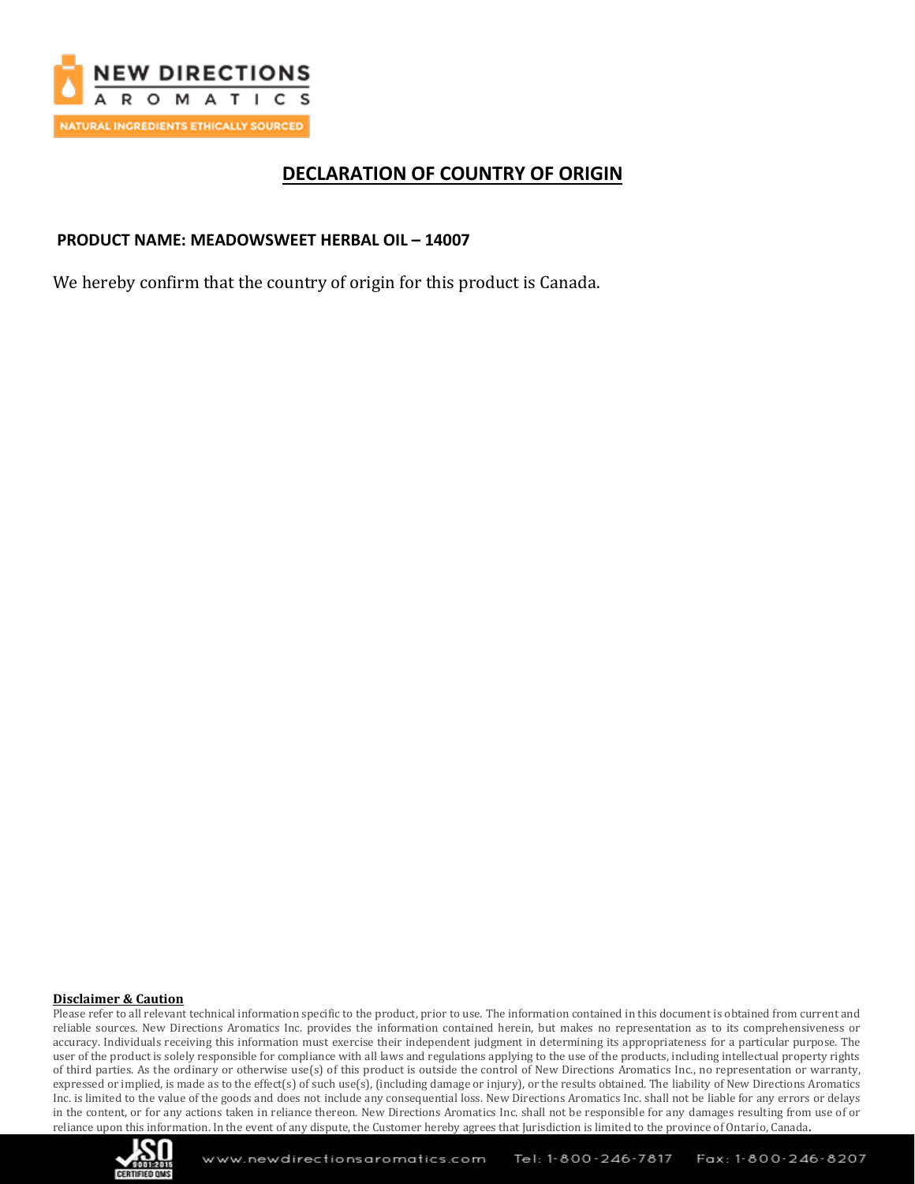# DECLARATION OF COUNTRY OF ORIGIN

**PRODUCT NAME: MEADOWSWEET HERBAL OIL – 14007**

We hereby confirm that the country of origin for this product is Canada.

**Disclaimer & Caution**

Please refer to all relevant technical information specific to the product, prior to use. The information contained in this document is obtained from current and reliable sources. New Directions Aromatics Inc. provides the information contained herein, but makes no representation as to its comprehensiveness or accuracy. Individuals receiving this information must exercise their independent judgment in determining its appropriateness for a particular purpose. The user of the product is solely responsible for compliance with all laws and regulations applying to the use of the products, including intellectual property rights of third parties. As the ordinary or otherwise use(s) of this product is outside the control of New Directions Aromatics Inc., no representation or warranty, expressed or implied, is made as to the effect(s) of such use(s), (including damage or injury), or the results obtained. The liability of New Directions Aromatics Inc. is limited to the value of the goods and does not include any consequential loss. New Directions Aromatics Inc. shall not be liable for any errors or delays in the content, or for any actions taken in reliance thereon. New Directions Aromatics Inc. shall not be responsible for any damages resulting from use of or reliance upon this information. In the event of any dispute, the Customer hereby agrees that Jurisdiction is limited to the province of Ontario, Canada.